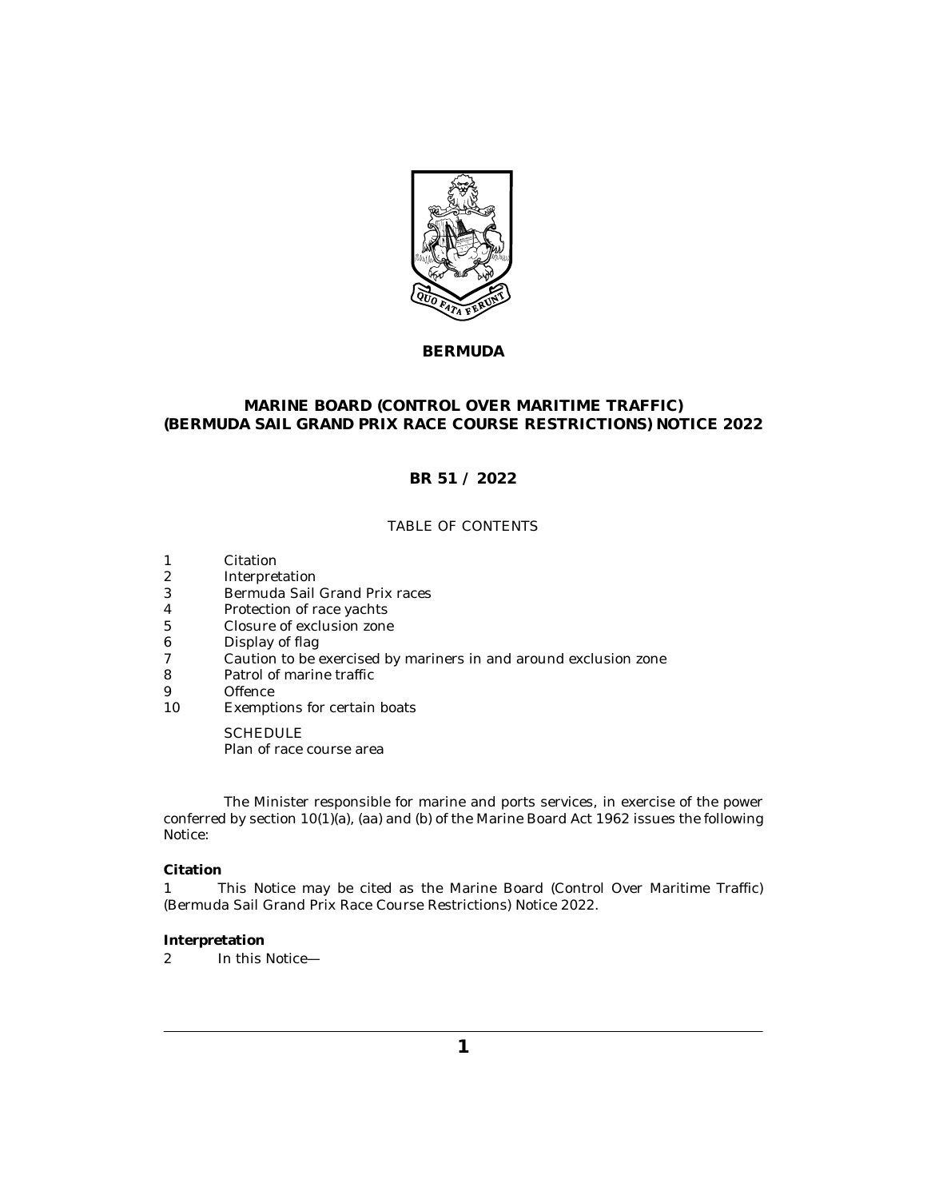**BERMUDA**

# MARINE BOARD (CONTROL OVER MARITIME TRAFFIC) (BERMUDA SAIL GRAND PRIX RACE COURSE RESTRICTIONS) NOTICE 2022

**BR 51 / 2022**

TABLE OF CONTENTS

1 Citation
2 Interpretation
3 Bermuda Sail Grand Prix races
4 Protection of race yachts
5 Closure of exclusion zone
6 Display of flag
7 Caution to be exercised by mariners in and around exclusion zone
8 Patrol of marine traffic
9 Offence
10 Exemptions for certain boats

SCHEDULE
Plan of race course area

The Minister responsible for marine and ports services, in exercise of the power conferred by section 10(1)(a), (aa) and (b) of the Marine Board Act 1962 issues the following Notice:

**Citation**

1 This Notice may be cited as the Marine Board (Control Over Maritime Traffic) (Bermuda Sail Grand Prix Race Course Restrictions) Notice 2022.

**Interpretation**

2 In this Notice—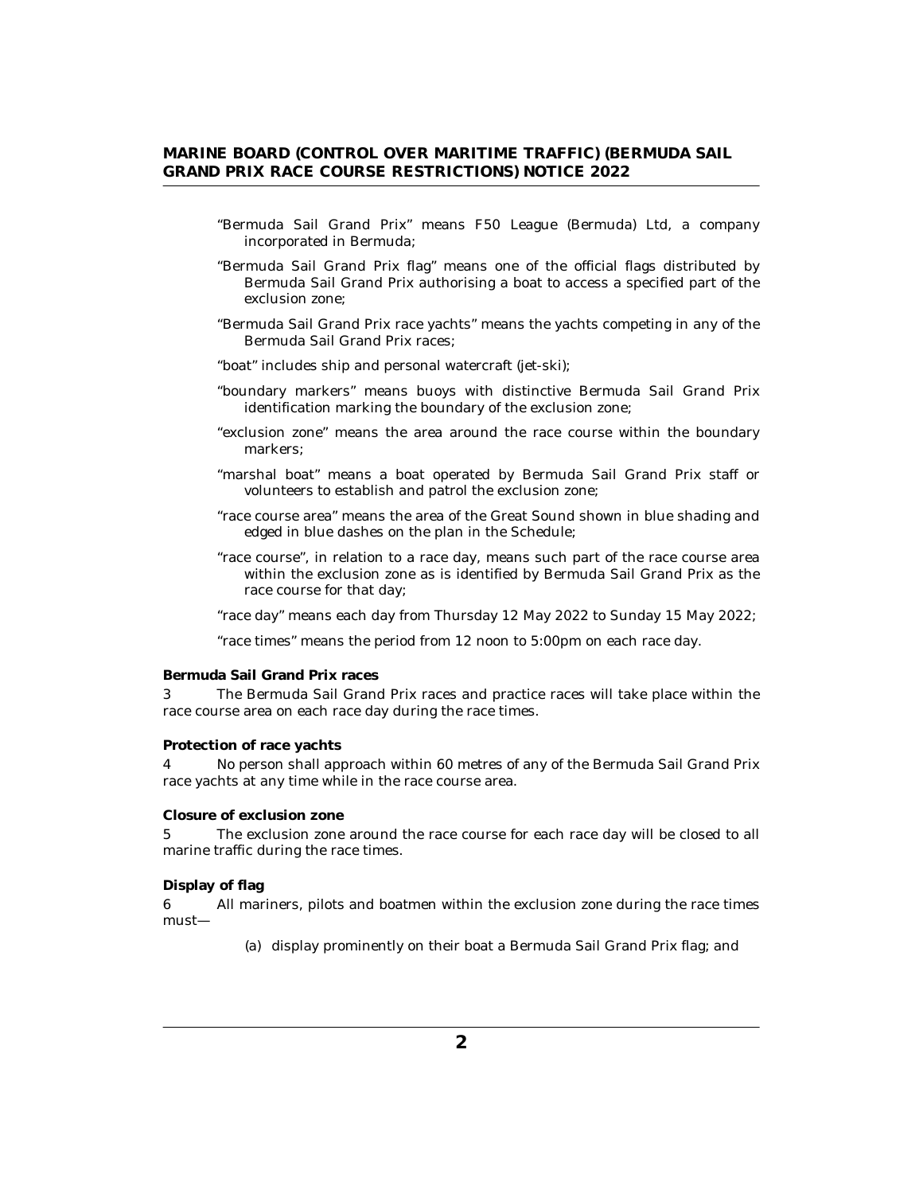"Bermuda Sail Grand Prix" means F50 League (Bermuda) Ltd, a company incorporated in Bermuda;

"Bermuda Sail Grand Prix flag" means one of the official flags distributed by Bermuda Sail Grand Prix authorising a boat to access a specified part of the exclusion zone;

"Bermuda Sail Grand Prix race yachts" means the yachts competing in any of the Bermuda Sail Grand Prix races;

"boat" includes ship and personal watercraft (jet-ski);

"boundary markers" means buoys with distinctive Bermuda Sail Grand Prix identification marking the boundary of the exclusion zone;

"exclusion zone" means the area around the race course within the boundary markers;

"marshal boat" means a boat operated by Bermuda Sail Grand Prix staff or volunteers to establish and patrol the exclusion zone;

"race course area" means the area of the Great Sound shown in blue shading and edged in blue dashes on the plan in the Schedule;

"race course", in relation to a race day, means such part of the race course area within the exclusion zone as is identified by Bermuda Sail Grand Prix as the race course for that day;

"race day" means each day from Thursday 12 May 2022 to Sunday 15 May 2022;

"race times" means the period from 12 noon to 5:00pm on each race day.

**Bermuda Sail Grand Prix races**

3 The Bermuda Sail Grand Prix races and practice races will take place within the race course area on each race day during the race times.

**Protection of race yachts**

4 No person shall approach within 60 metres of any of the Bermuda Sail Grand Prix race yachts at any time while in the race course area.

**Closure of exclusion zone**

5 The exclusion zone around the race course for each race day will be closed to all marine traffic during the race times.

**Display of flag**

6 All mariners, pilots and boatmen within the exclusion zone during the race times must—

(a) display prominently on their boat a Bermuda Sail Grand Prix flag; and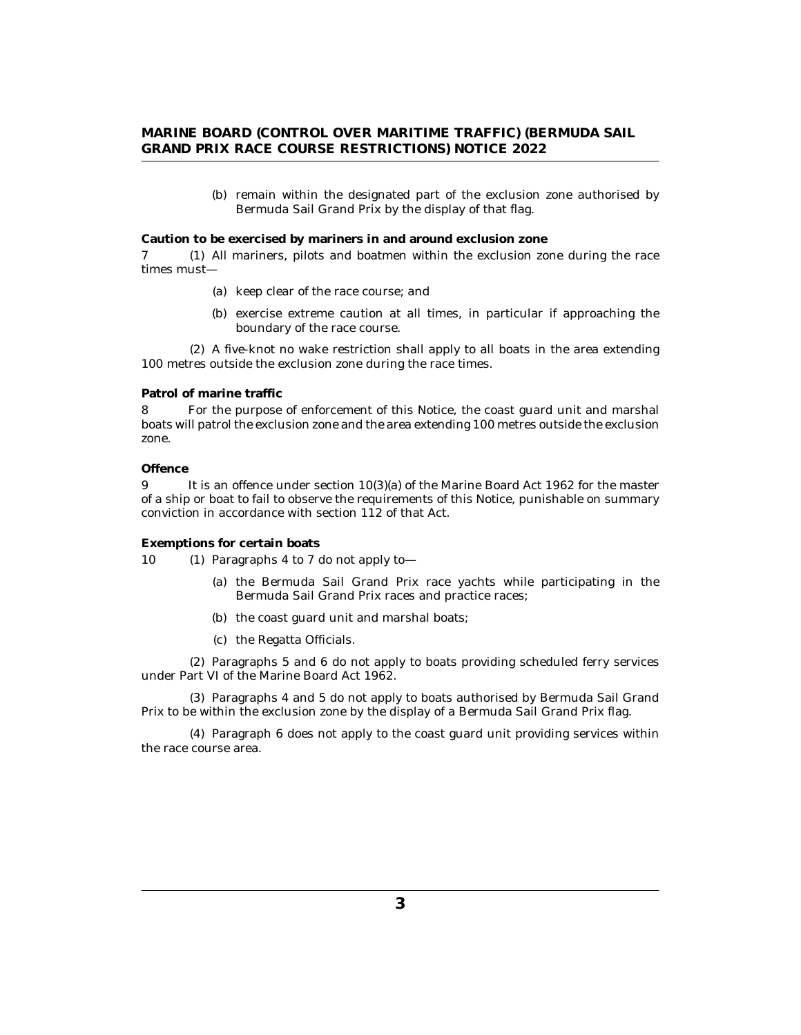(b) remain within the designated part of the exclusion zone authorised by Bermuda Sail Grand Prix by the display of that flag.

**Caution to be exercised by mariners in and around exclusion zone**

7 (1) All mariners, pilots and boatmen within the exclusion zone during the race times must—

(a) keep clear of the race course; and

(b) exercise extreme caution at all times, in particular if approaching the boundary of the race course.

(2) A five-knot no wake restriction shall apply to all boats in the area extending 100 metres outside the exclusion zone during the race times.

**Patrol of marine traffic**

8 For the purpose of enforcement of this Notice, the coast guard unit and marshal boats will patrol the exclusion zone and the area extending 100 metres outside the exclusion zone.

**Offence**

9 It is an offence under section 10(3)(a) of the Marine Board Act 1962 for the master of a ship or boat to fail to observe the requirements of this Notice, punishable on summary conviction in accordance with section 112 of that Act.

**Exemptions for certain boats**

10 (1) Paragraphs 4 to 7 do not apply to—

(a) the Bermuda Sail Grand Prix race yachts while participating in the Bermuda Sail Grand Prix races and practice races;

(b) the coast guard unit and marshal boats;

(c) the Regatta Officials.

(2) Paragraphs 5 and 6 do not apply to boats providing scheduled ferry services under Part VI of the Marine Board Act 1962.

(3) Paragraphs 4 and 5 do not apply to boats authorised by Bermuda Sail Grand Prix to be within the exclusion zone by the display of a Bermuda Sail Grand Prix flag.

(4) Paragraph 6 does not apply to the coast guard unit providing services within the race course area.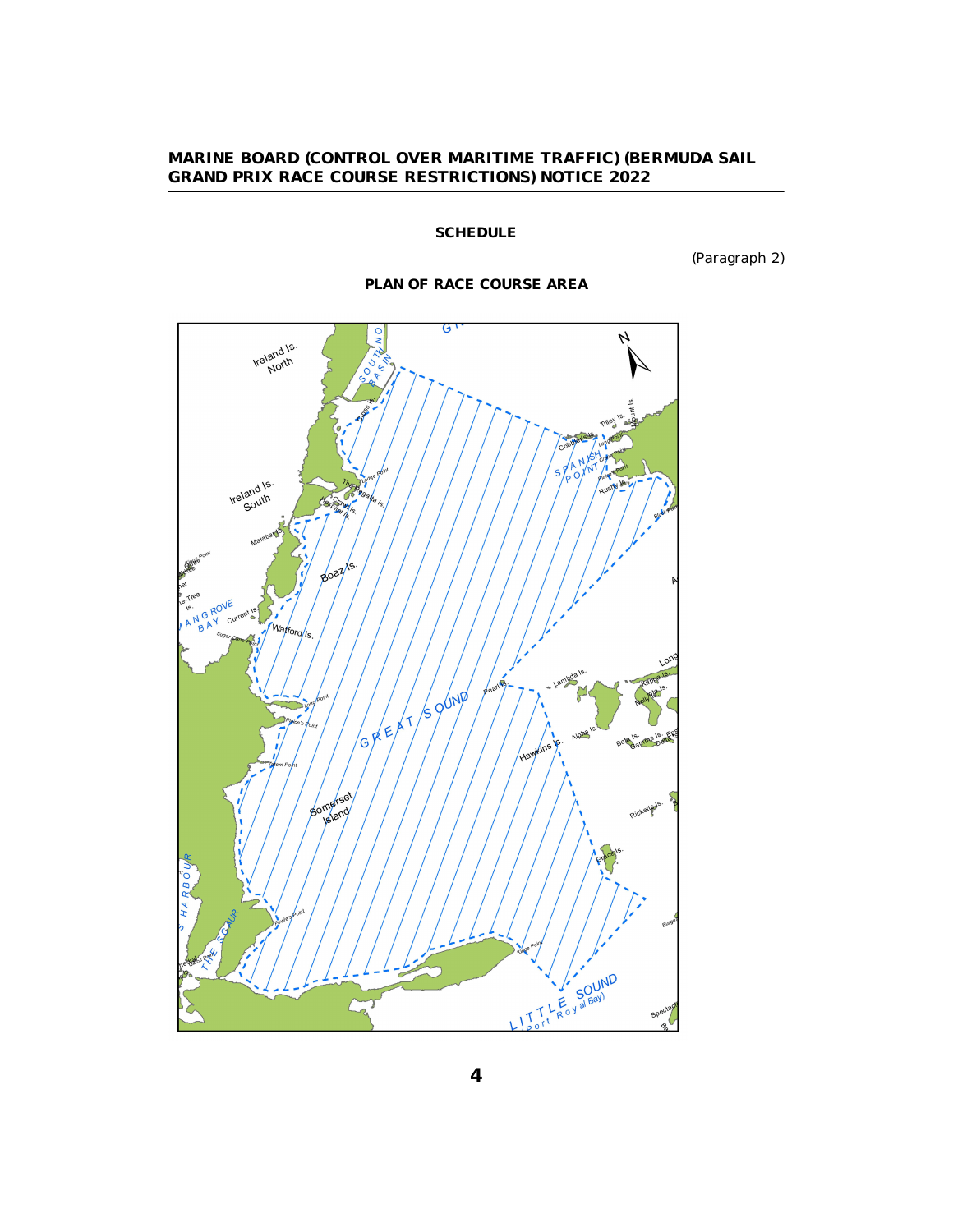## SCHEDULE

(Paragraph 2)

### PLAN OF RACE COURSE AREA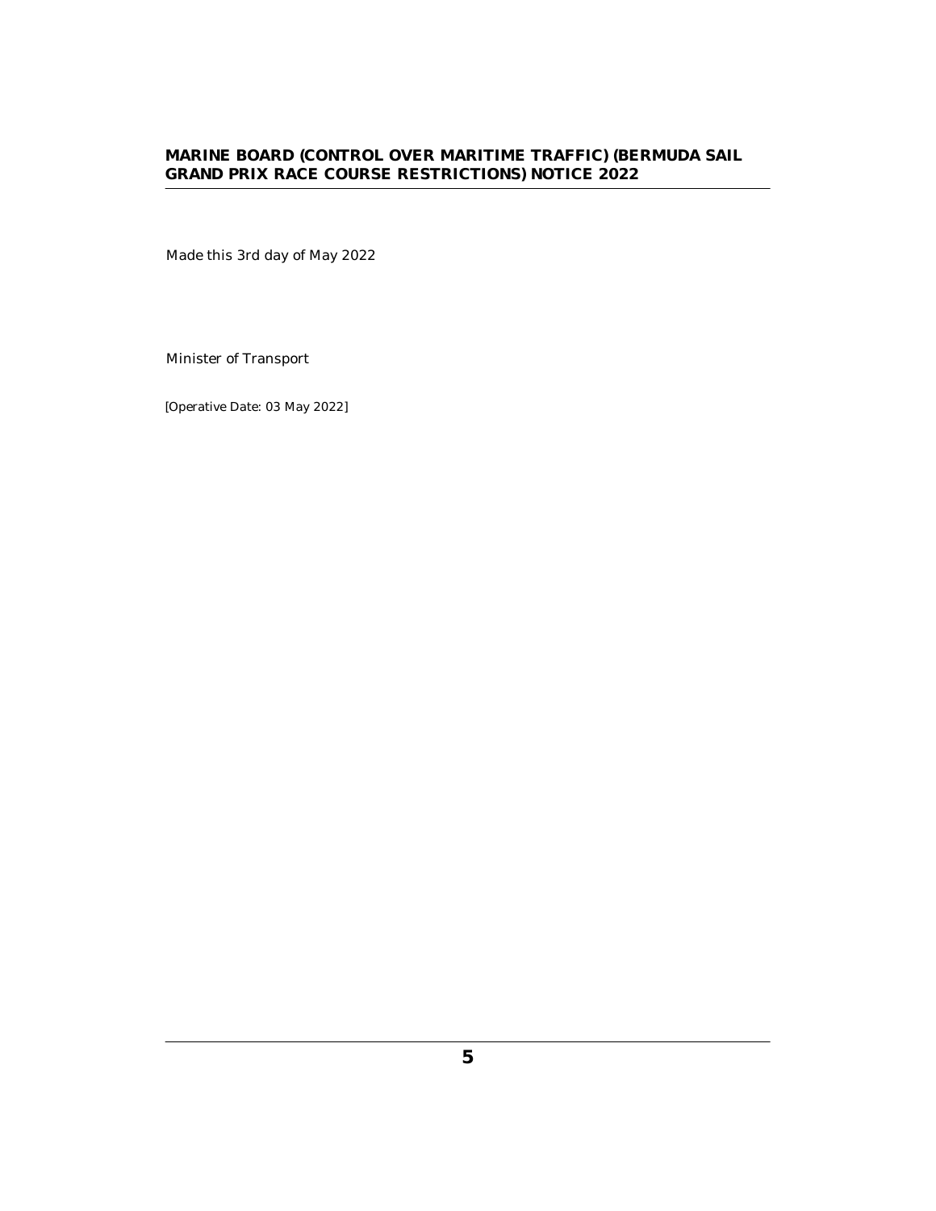Made this 3rd day of May 2022

Minister of Transport

[Operative Date: 03 May 2022]